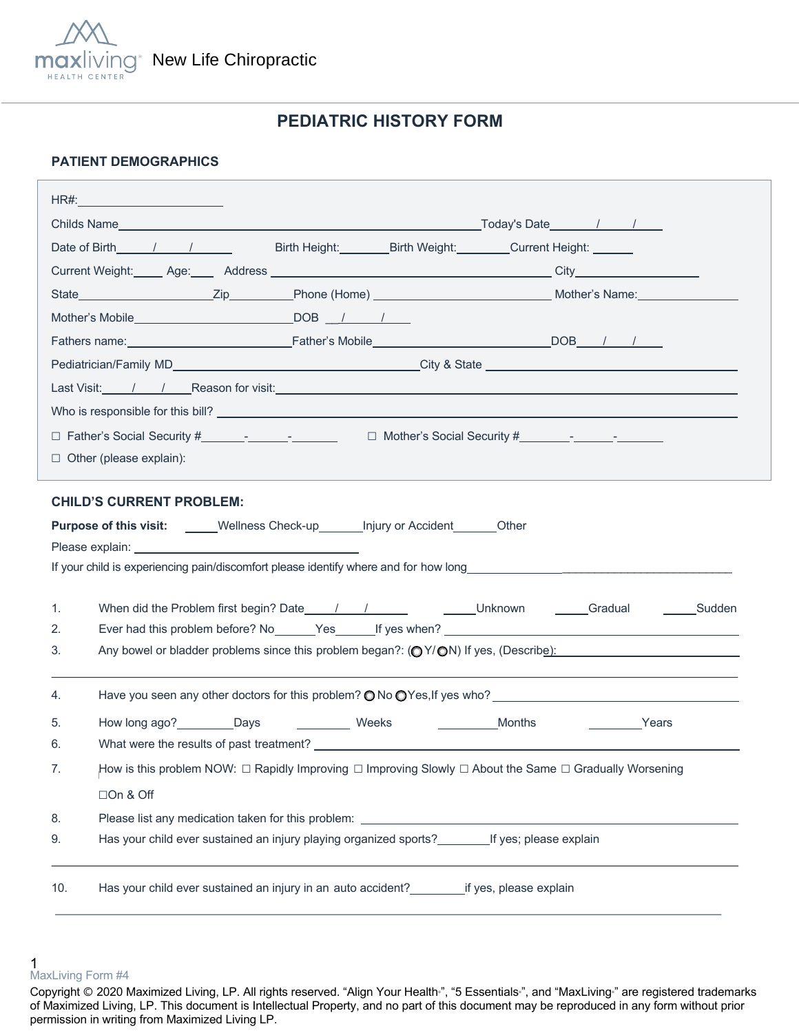maxliving HEALTH CENTER New Life Chiropractic

# PEDIATRIC HISTORY FORM

## PATIENT DEMOGRAPHICS

HR#:______________________

Childs Name______________________________________________________Today's Date_______/_____/_____

Date of Birth_____/_____/______ Birth Height:_______Birth Weight:________Current Height: ______

Current Weight:_____ Age:____ Address ___________________________________________ City_____________________

State____________________Zip__________Phone (Home) ___________________________ Mother's Name:________________

Mother's Mobile________________________DOB __/_____/_____

Fathers name:________________________Father's Mobile___________________________DOB____/____/_____

Pediatrician/Family MD_____________________________________City & State _________________________________

Last Visit:_____/____/____Reason for visit:_________________________________________________________________

Who is responsible for this bill? ____________________________________________________________________________

☐ Father's Social Security #_______-______-_______ ☐ Mother's Social Security #________-______-________

☐ Other (please explain):

## CHILD'S CURRENT PROBLEM:

**Purpose of this visit:** _____Wellness Check-up_______Injury or Accident______Other

Please explain: ______________________________

If your child is experiencing pain/discomfort please identify where and for how long_________________________________________

1. When did the Problem first begin? Date_____/____/______ _____Unknown _____Gradual _____Sudden
2. Ever had this problem before? No______Yes______If yes when? ________________________________________
3. Any bowel or bladder problems since this problem began?: (◯ Y/ ◯ N) If yes, (Describe):______________________

_______________________________________________________________________________________________

4. Have you seen any other doctors for this problem? ◯ No ◯ Yes,If yes who? ______________________________
5. How long ago?_________Days ________ Weeks _________Months ________Years
6. What were the results of past treatment? ________________________________________________________
7. How is this problem NOW: ☐ Rapidly Improving ☐ Improving Slowly ☐ About the Same ☐ Gradually Worsening ☐On & Off
8. Please list any medication taken for this problem: ____________________________________________
9. Has your child ever sustained an injury playing organized sports?________If yes; please explain

_______________________________________________________________________________________________

10. Has your child ever sustained an injury in an auto accident?________if yes, please explain

_______________________________________________________________________________________________

MaxLiving Form #4

Copyright © 2020 Maximized Living, LP. All rights reserved. "Align Your Health", "5 Essentials", and "MaxLiving" are registered trademarks of Maximized Living, LP. This document is Intellectual Property, and no part of this document may be reproduced in any form without prior permission in writing from Maximized Living LP.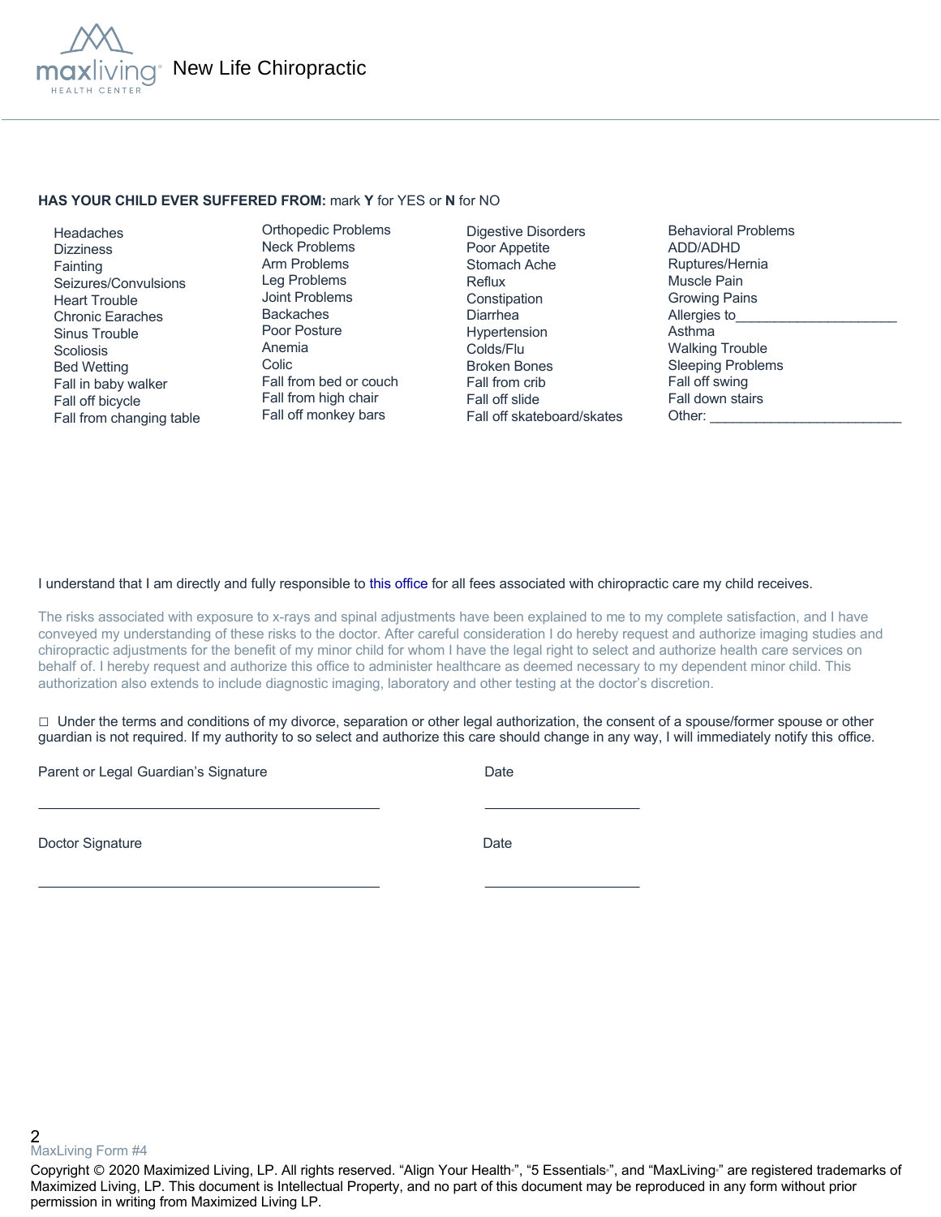New Life Chiropractic

**HAS YOUR CHILD EVER SUFFERED FROM:** mark **Y** for YES or **N** for NO

| | | | |
|---|---|---|---|
| Headaches | Orthopedic Problems | Digestive Disorders | Behavioral Problems |
| Dizziness | Neck Problems | Poor Appetite | ADD/ADHD |
| Fainting | Arm Problems | Stomach Ache | Ruptures/Hernia |
| Seizures/Convulsions | Leg Problems | Reflux | Muscle Pain |
| Heart Trouble | Joint Problems | Constipation | Growing Pains |
| Chronic Earaches | Backaches | Diarrhea | Allergies to_____________________ |
| Sinus Trouble | Poor Posture | Hypertension | Asthma |
| Scoliosis | Anemia | Colds/Flu | Walking Trouble |
| Bed Wetting | Colic | Broken Bones | Sleeping Problems |
| Fall in baby walker | Fall from bed or couch | Fall from crib | Fall off swing |
| Fall off bicycle | Fall from high chair | Fall off slide | Fall down stairs |
| Fall from changing table | Fall off monkey bars | Fall off skateboard/skates | Other: _________________________ |

I understand that I am directly and fully responsible to this office for all fees associated with chiropractic care my child receives.

The risks associated with exposure to x-rays and spinal adjustments have been explained to me to my complete satisfaction, and I have conveyed my understanding of these risks to the doctor. After careful consideration I do hereby request and authorize imaging studies and chiropractic adjustments for the benefit of my minor child for whom I have the legal right to select and authorize health care services on behalf of. I hereby request and authorize this office to administer healthcare as deemed necessary to my dependent minor child. This authorization also extends to include diagnostic imaging, laboratory and other testing at the doctor's discretion.

☐ Under the terms and conditions of my divorce, separation or other legal authorization, the consent of a spouse/former spouse or other guardian is not required. If my authority to so select and authorize this care should change in any way, I will immediately notify this office.

Parent or Legal Guardian's Signature ____________________________________________ Date ____________________

Doctor Signature ____________________________________________ Date ____________________

MaxLiving Form #4

Copyright © 2020 Maximized Living, LP. All rights reserved. "Align Your Health®", "5 Essentials®", and "MaxLiving®" are registered trademarks of Maximized Living, LP. This document is Intellectual Property, and no part of this document may be reproduced in any form without prior permission in writing from Maximized Living LP.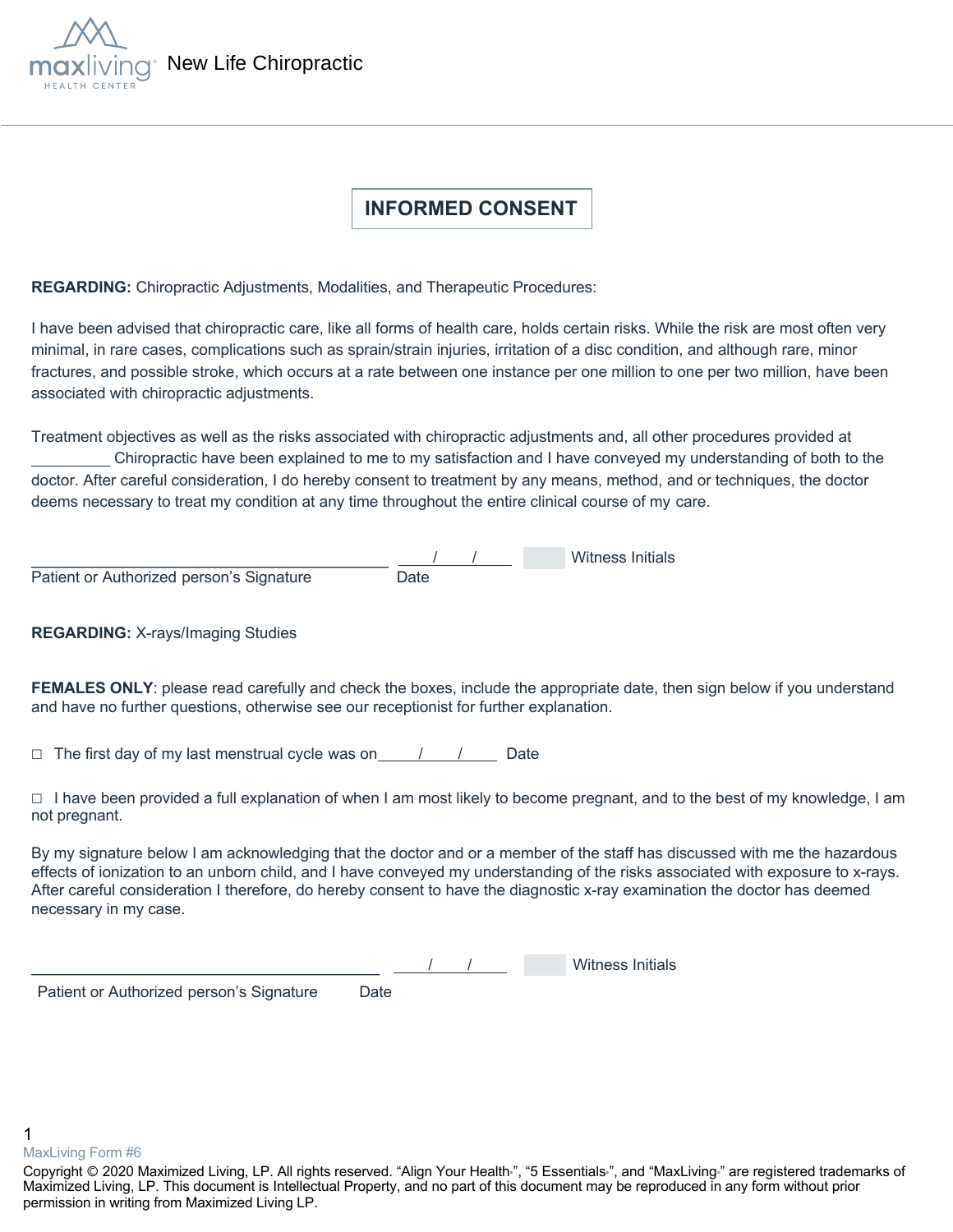maxliving HEALTH CENTER New Life Chiropractic

# INFORMED CONSENT

**REGARDING:** Chiropractic Adjustments, Modalities, and Therapeutic Procedures:

I have been advised that chiropractic care, like all forms of health care, holds certain risks. While the risk are most often very minimal, in rare cases, complications such as sprain/strain injuries, irritation of a disc condition, and although rare, minor fractures, and possible stroke, which occurs at a rate between one instance per one million to one per two million, have been associated with chiropractic adjustments.

Treatment objectives as well as the risks associated with chiropractic adjustments and, all other procedures provided at __________ Chiropractic have been explained to me to my satisfaction and I have conveyed my understanding of both to the doctor. After careful consideration, I do hereby consent to treatment by any means, method, and or techniques, the doctor deems necessary to treat my condition at any time throughout the entire clinical course of my care.

______________________________ ____/____/____ Witness Initials

Patient or Authorized person's Signature Date

**REGARDING:** X-rays/Imaging Studies

**FEMALES ONLY**: please read carefully and check the boxes, include the appropriate date, then sign below if you understand and have no further questions, otherwise see our receptionist for further explanation.

☐ The first day of my last menstrual cycle was on____/____/____ Date

☐ I have been provided a full explanation of when I am most likely to become pregnant, and to the best of my knowledge, I am not pregnant.

By my signature below I am acknowledging that the doctor and or a member of the staff has discussed with me the hazardous effects of ionization to an unborn child, and I have conveyed my understanding of the risks associated with exposure to x-rays. After careful consideration I therefore, do hereby consent to have the diagnostic x-ray examination the doctor has deemed necessary in my case.

______________________________ ____/____/____ Witness Initials

Patient or Authorized person's Signature Date

MaxLiving Form #6

Copyright © 2020 Maximized Living, LP. All rights reserved. "Align Your Health®", "5 Essentials®", and "MaxLiving®" are registered trademarks of Maximized Living, LP. This document is Intellectual Property, and no part of this document may be reproduced in any form without prior permission in writing from Maximized Living LP.